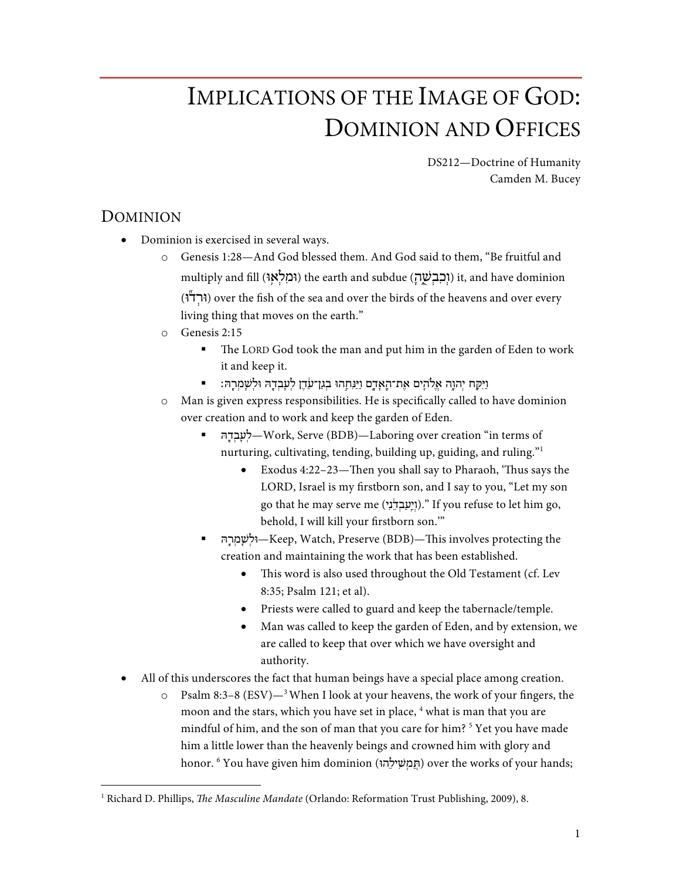# Implications of the Image of God: Dominion and Offices

DS212—Doctrine of Humanity
Camden M. Bucey

## Dominion

- Dominion is exercised in several ways.
  - Genesis 1:28—And God blessed them. And God said to them, “Be fruitful and multiply and fill (וּמִלְא֥וּ) the earth and subdue (וְכִבְשֻׁ֑הָ) it, and have dominion (וּרְד֞וּ) over the fish of the sea and over the birds of the heavens and over every living thing that moves on the earth.”
  - Genesis 2:15
    - The LORD God took the man and put him in the garden of Eden to work it and keep it.
    - וַיִּקַּ֛ח יְהוָ֥ה אֱלֹהִ֖ים אֶת־הָֽאָדָ֑ם וַיַּנִּחֵ֣הוּ בְגַן־עֵ֔דֶן לְעָבְדָ֖הּ וּלְשָׁמְרָֽהּ׃
  - Man is given express responsibilities. He is specifically called to have dominion over creation and to work and keep the garden of Eden.
    - לְעָבְדָ֖הּ—Work, Serve (BDB)—Laboring over creation “in terms of nurturing, cultivating, tending, building up, guiding, and ruling.”[1]
      - Exodus 4:22–23—Then you shall say to Pharaoh, ‘Thus says the LORD, Israel is my firstborn son, and I say to you, “Let my son go that he may serve me (וְיַֽעַבְדֵ֔נִי).” If you refuse to let him go, behold, I will kill your firstborn son.’”
    - וּלְשָׁמְרָֽהּ—Keep, Watch, Preserve (BDB)—This involves protecting the creation and maintaining the work that has been established.
      - This word is also used throughout the Old Testament (cf. Lev 8:35; Psalm 121; et al).
      - Priests were called to guard and keep the tabernacle/temple.
      - Man was called to keep the garden of Eden, and by extension, we are called to keep that over which we have oversight and authority.
- All of this underscores the fact that human beings have a special place among creation.
  - Psalm 8:3–8 (ESV)—[3] When I look at your heavens, the work of your fingers, the moon and the stars, which you have set in place, [4] what is man that you are mindful of him, and the son of man that you care for him? [5] Yet you have made him a little lower than the heavenly beings and crowned him with glory and honor. [6] You have given him dominion (תַּ֭מְשִׁילֵהוּ) over the works of your hands;

[1] Richard D. Phillips, *The Masculine Mandate* (Orlando: Reformation Trust Publishing, 2009), 8.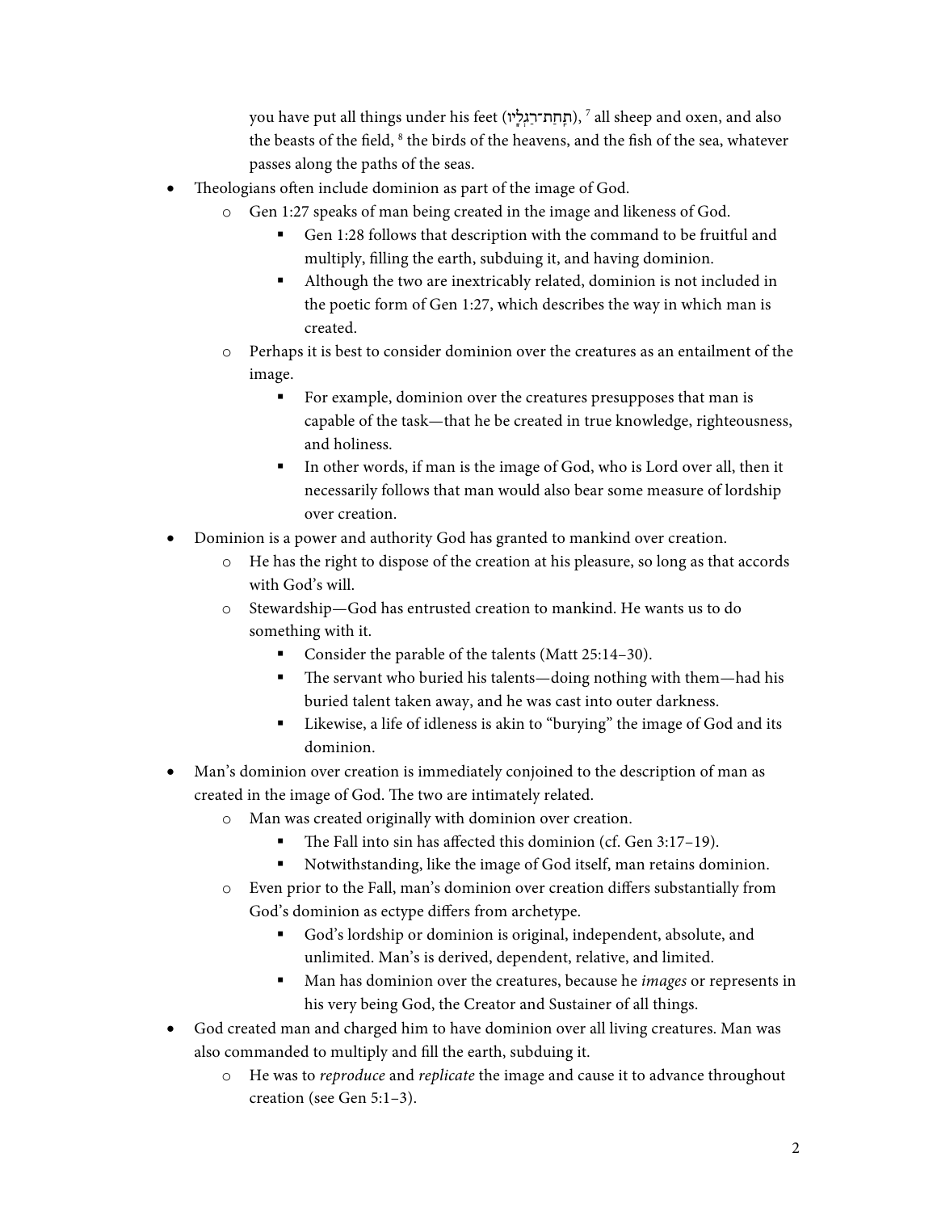you have put all things under his feet (תַּחַת־רַגְלָיו), [7] all sheep and oxen, and also the beasts of the field, [8] the birds of the heavens, and the fish of the sea, whatever passes along the paths of the seas.

- Theologians often include dominion as part of the image of God.
  - Gen 1:27 speaks of man being created in the image and likeness of God.
    - Gen 1:28 follows that description with the command to be fruitful and multiply, filling the earth, subduing it, and having dominion.
    - Although the two are inextricably related, dominion is not included in the poetic form of Gen 1:27, which describes the way in which man is created.
  - Perhaps it is best to consider dominion over the creatures as an entailment of the image.
    - For example, dominion over the creatures presupposes that man is capable of the task—that he be created in true knowledge, righteousness, and holiness.
    - In other words, if man is the image of God, who is Lord over all, then it necessarily follows that man would also bear some measure of lordship over creation.
- Dominion is a power and authority God has granted to mankind over creation.
  - He has the right to dispose of the creation at his pleasure, so long as that accords with God's will.
  - Stewardship—God has entrusted creation to mankind. He wants us to do something with it.
    - Consider the parable of the talents (Matt 25:14–30).
    - The servant who buried his talents—doing nothing with them—had his buried talent taken away, and he was cast into outer darkness.
    - Likewise, a life of idleness is akin to "burying" the image of God and its dominion.
- Man's dominion over creation is immediately conjoined to the description of man as created in the image of God. The two are intimately related.
  - Man was created originally with dominion over creation.
    - The Fall into sin has affected this dominion (cf. Gen 3:17–19).
    - Notwithstanding, like the image of God itself, man retains dominion.
  - Even prior to the Fall, man's dominion over creation differs substantially from God's dominion as ectype differs from archetype.
    - God's lordship or dominion is original, independent, absolute, and unlimited. Man's is derived, dependent, relative, and limited.
    - Man has dominion over the creatures, because he *images* or represents in his very being God, the Creator and Sustainer of all things.
- God created man and charged him to have dominion over all living creatures. Man was also commanded to multiply and fill the earth, subduing it.
  - He was to *reproduce* and *replicate* the image and cause it to advance throughout creation (see Gen 5:1–3).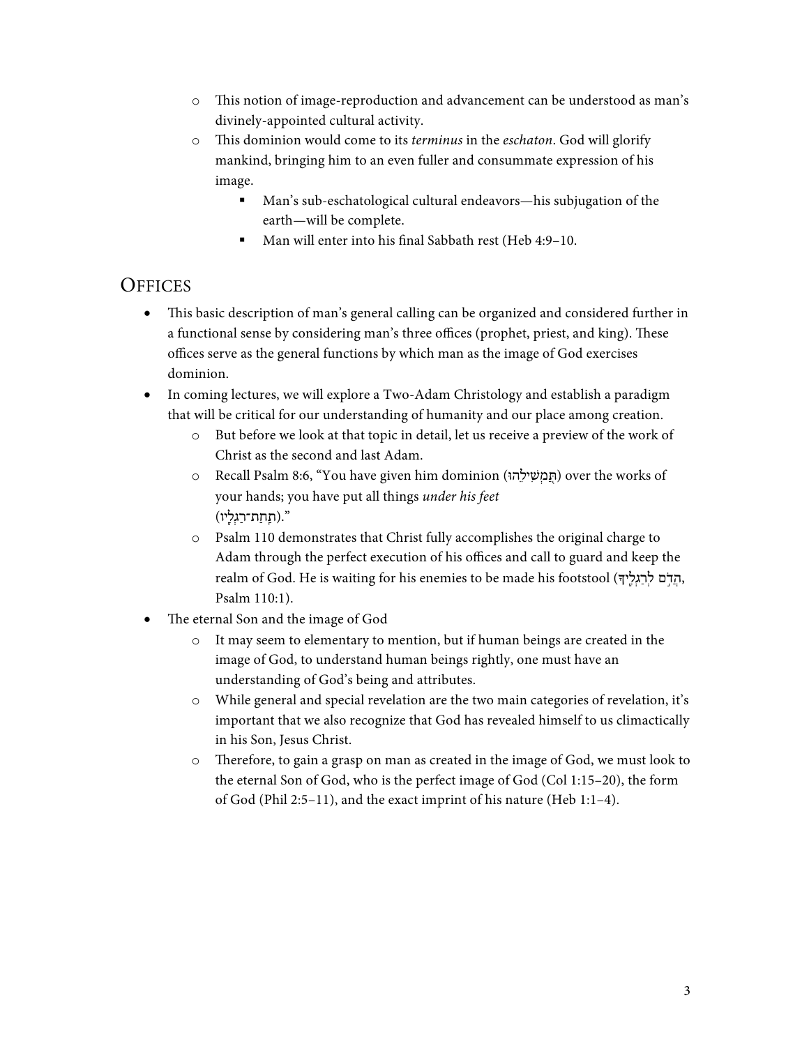- This notion of image-reproduction and advancement can be understood as man's divinely-appointed cultural activity.
- This dominion would come to its *terminus* in the *eschaton*. God will glorify mankind, bringing him to an even fuller and consummate expression of his image.
  - Man's sub-eschatological cultural endeavors—his subjugation of the earth—will be complete.
  - Man will enter into his final Sabbath rest (Heb 4:9–10.

## Offices

- This basic description of man's general calling can be organized and considered further in a functional sense by considering man's three offices (prophet, priest, and king). These offices serve as the general functions by which man as the image of God exercises dominion.
- In coming lectures, we will explore a Two-Adam Christology and establish a paradigm that will be critical for our understanding of humanity and our place among creation.
  - But before we look at that topic in detail, let us receive a preview of the work of Christ as the second and last Adam.
  - Recall Psalm 8:6, "You have given him dominion (תַּמְשִׁילֵהוּ) over the works of your hands; you have put all things *under his feet* (תַחַת־רַגְלָיו)."
  - Psalm 110 demonstrates that Christ fully accomplishes the original charge to Adam through the perfect execution of his offices and call to guard and keep the realm of God. He is waiting for his enemies to be made his footstool (הֲדֹם לְרַגְלֶיךָ, Psalm 110:1).
- The eternal Son and the image of God
  - It may seem to elementary to mention, but if human beings are created in the image of God, to understand human beings rightly, one must have an understanding of God's being and attributes.
  - While general and special revelation are the two main categories of revelation, it's important that we also recognize that God has revealed himself to us climactically in his Son, Jesus Christ.
  - Therefore, to gain a grasp on man as created in the image of God, we must look to the eternal Son of God, who is the perfect image of God (Col 1:15–20), the form of God (Phil 2:5–11), and the exact imprint of his nature (Heb 1:1–4).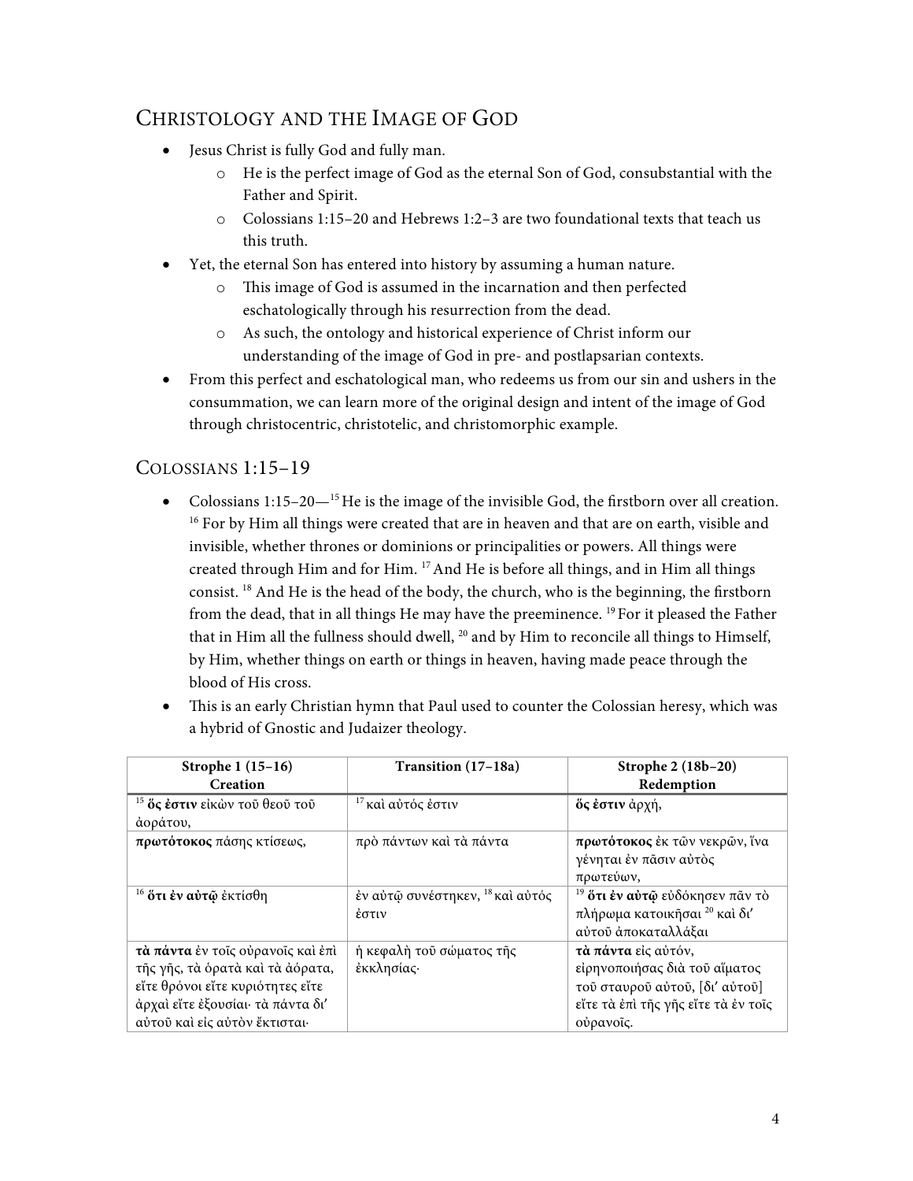## Christology and the Image of God

- Jesus Christ is fully God and fully man.
  - He is the perfect image of God as the eternal Son of God, consubstantial with the Father and Spirit.
  - Colossians 1:15–20 and Hebrews 1:2–3 are two foundational texts that teach us this truth.
- Yet, the eternal Son has entered into history by assuming a human nature.
  - This image of God is assumed in the incarnation and then perfected eschatologically through his resurrection from the dead.
  - As such, the ontology and historical experience of Christ inform our understanding of the image of God in pre- and postlapsarian contexts.
- From this perfect and eschatological man, who redeems us from our sin and ushers in the consummation, we can learn more of the original design and intent of the image of God through christocentric, christotelic, and christomorphic example.

## Colossians 1:15–19

- Colossians 1:15–20—[15] He is the image of the invisible God, the firstborn over all creation. [16] For by Him all things were created that are in heaven and that are on earth, visible and invisible, whether thrones or dominions or principalities or powers. All things were created through Him and for Him. [17] And He is before all things, and in Him all things consist. [18] And He is the head of the body, the church, who is the beginning, the firstborn from the dead, that in all things He may have the preeminence. [19] For it pleased the Father that in Him all the fullness should dwell, [20] and by Him to reconcile all things to Himself, by Him, whether things on earth or things in heaven, having made peace through the blood of His cross.
- This is an early Christian hymn that Paul used to counter the Colossian heresy, which was a hybrid of Gnostic and Judaizer theology.

| **Strophe 1 (15–16) Creation** | **Transition (17–18a)** | **Strophe 2 (18b–20) Redemption** |
|---|---|---|
| [15] **ὅς ἐστιν** εἰκὼν τοῦ θεοῦ τοῦ ἀοράτου, | [17] καὶ αὐτός ἐστιν | **ὅς ἐστιν** ἀρχή, |
| **πρωτότοκος** πάσης κτίσεως, | πρὸ πάντων καὶ τὰ πάντα | **πρωτότοκος** ἐκ τῶν νεκρῶν, ἵνα γένηται ἐν πᾶσιν αὐτὸς πρωτεύων, |
| [16] **ὅτι ἐν αὐτῷ** ἐκτίσθη | ἐν αὐτῷ συνέστηκεν, [18] καὶ αὐτός ἐστιν | [19] **ὅτι ἐν αὐτῷ** εὐδόκησεν πᾶν τὸ πλήρωμα κατοικῆσαι [20] καὶ δι' αὐτοῦ ἀποκαταλλάξαι |
| **τὰ πάντα** ἐν τοῖς οὐρανοῖς καὶ ἐπὶ τῆς γῆς, τὰ ὁρατὰ καὶ τὰ ἀόρατα, εἴτε θρόνοι εἴτε κυριότητες εἴτε ἀρχαὶ εἴτε ἐξουσίαι· τὰ πάντα δι' αὐτοῦ καὶ εἰς αὐτὸν ἔκτισται· | ἡ κεφαλὴ τοῦ σώματος τῆς ἐκκλησίας· | **τὰ πάντα** εἰς αὐτόν, εἰρηνοποιήσας διὰ τοῦ αἵματος τοῦ σταυροῦ αὐτοῦ, [δι' αὐτοῦ] εἴτε τὰ ἐπὶ τῆς γῆς εἴτε τὰ ἐν τοῖς οὐρανοῖς. |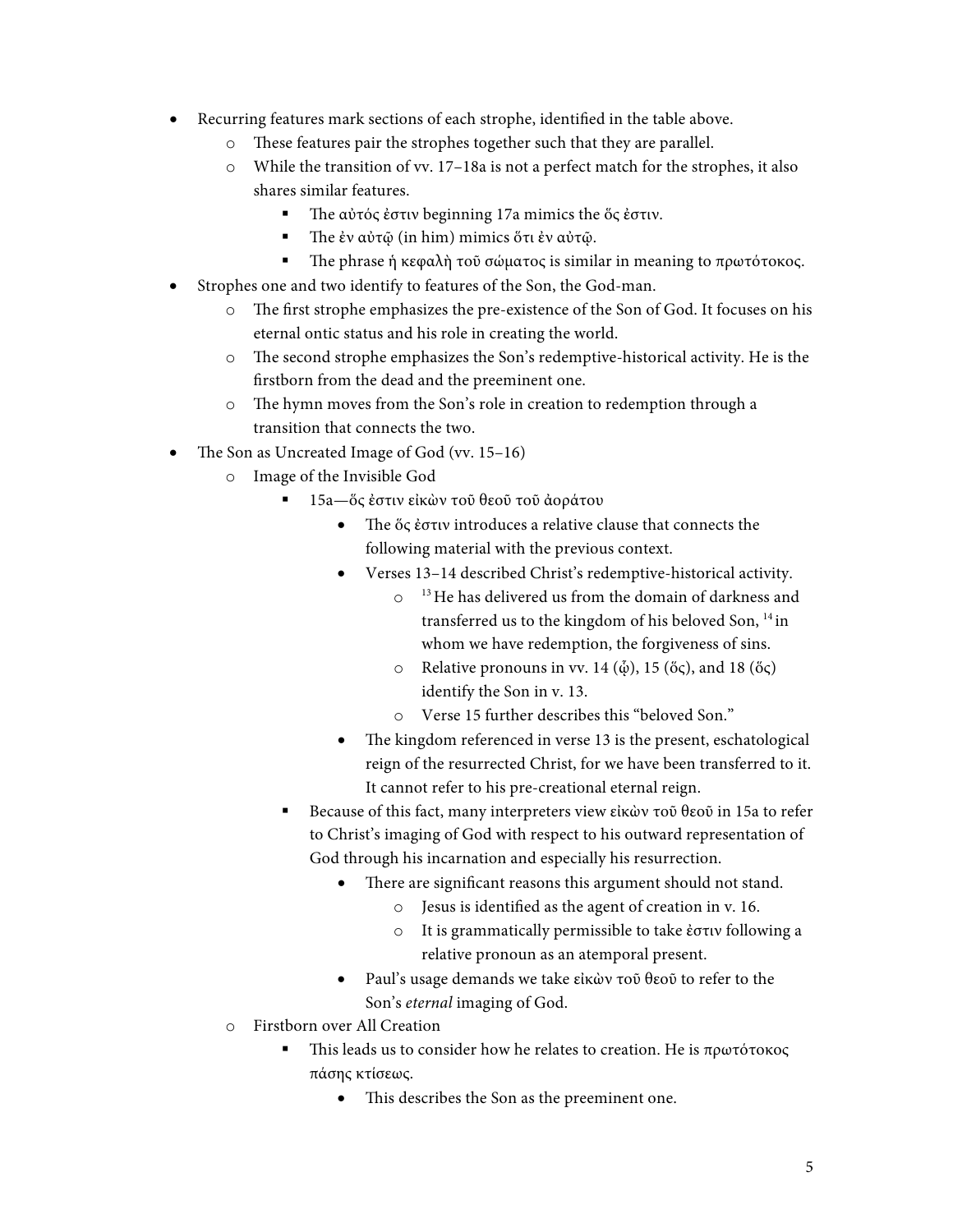- Recurring features mark sections of each strophe, identified in the table above.
    - These features pair the strophes together such that they are parallel.
    - While the transition of vv. 17–18a is not a perfect match for the strophes, it also shares similar features.
        - The αὐτός ἐστιν beginning 17a mimics the ὅς ἐστιν.
        - The ἐν αὐτῷ (in him) mimics ὅτι ἐν αὐτῷ.
        - The phrase ἡ κεφαλὴ τοῦ σώματος is similar in meaning to πρωτότοκος.
- Strophes one and two identify to features of the Son, the God-man.
    - The first strophe emphasizes the pre-existence of the Son of God. It focuses on his eternal ontic status and his role in creating the world.
    - The second strophe emphasizes the Son's redemptive-historical activity. He is the firstborn from the dead and the preeminent one.
    - The hymn moves from the Son's role in creation to redemption through a transition that connects the two.
- The Son as Uncreated Image of God (vv. 15–16)
    - Image of the Invisible God
        - 15a—ὅς ἐστιν εἰκὼν τοῦ θεοῦ τοῦ ἀοράτου
            - The ὅς ἐστιν introduces a relative clause that connects the following material with the previous context.
            - Verses 13–14 described Christ's redemptive-historical activity.
                - [13] He has delivered us from the domain of darkness and transferred us to the kingdom of his beloved Son, [14] in whom we have redemption, the forgiveness of sins.
                - Relative pronouns in vv. 14 (ᾧ), 15 (ὅς), and 18 (ὅς) identify the Son in v. 13.
                - Verse 15 further describes this "beloved Son."
            - The kingdom referenced in verse 13 is the present, eschatological reign of the resurrected Christ, for we have been transferred to it. It cannot refer to his pre-creational eternal reign.
        - Because of this fact, many interpreters view εἰκὼν τοῦ θεοῦ in 15a to refer to Christ's imaging of God with respect to his outward representation of God through his incarnation and especially his resurrection.
            - There are significant reasons this argument should not stand.
                - Jesus is identified as the agent of creation in v. 16.
                - It is grammatically permissible to take ἐστιν following a relative pronoun as an atemporal present.
            - Paul's usage demands we take εἰκὼν τοῦ θεοῦ to refer to the Son's *eternal* imaging of God.
    - Firstborn over All Creation
        - This leads us to consider how he relates to creation. He is πρωτότοκος πάσης κτίσεως.
            - This describes the Son as the preeminent one.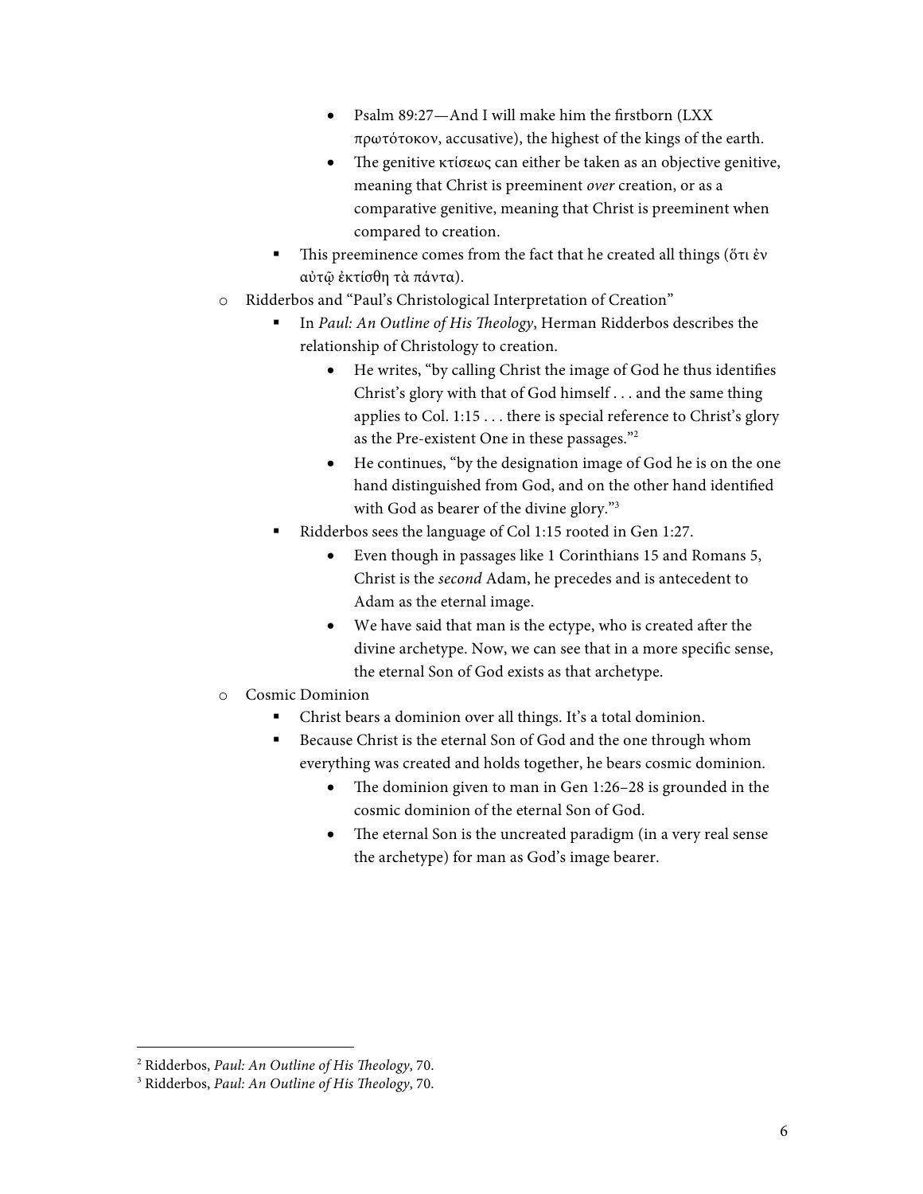- Psalm 89:27—And I will make him the firstborn (LXX πρωτότοκον, accusative), the highest of the kings of the earth.
        - The genitive κτίσεως can either be taken as an objective genitive, meaning that Christ is preeminent *over* creation, or as a comparative genitive, meaning that Christ is preeminent when compared to creation.
    - This preeminence comes from the fact that he created all things (ὅτι ἐν αὐτῷ ἐκτίσθη τὰ πάντα).
- Ridderbos and "Paul's Christological Interpretation of Creation"
    - In *Paul: An Outline of His Theology*, Herman Ridderbos describes the relationship of Christology to creation.
        - He writes, "by calling Christ the image of God he thus identifies Christ's glory with that of God himself . . . and the same thing applies to Col. 1:15 . . . there is special reference to Christ's glory as the Pre-existent One in these passages."[2]
        - He continues, "by the designation image of God he is on the one hand distinguished from God, and on the other hand identified with God as bearer of the divine glory."[3]
    - Ridderbos sees the language of Col 1:15 rooted in Gen 1:27.
        - Even though in passages like 1 Corinthians 15 and Romans 5, Christ is the *second* Adam, he precedes and is antecedent to Adam as the eternal image.
        - We have said that man is the ectype, who is created after the divine archetype. Now, we can see that in a more specific sense, the eternal Son of God exists as that archetype.
- Cosmic Dominion
    - Christ bears a dominion over all things. It's a total dominion.
    - Because Christ is the eternal Son of God and the one through whom everything was created and holds together, he bears cosmic dominion.
        - The dominion given to man in Gen 1:26–28 is grounded in the cosmic dominion of the eternal Son of God.
        - The eternal Son is the uncreated paradigm (in a very real sense the archetype) for man as God's image bearer.

---

[2] Ridderbos, *Paul: An Outline of His Theology*, 70.

[3] Ridderbos, *Paul: An Outline of His Theology*, 70.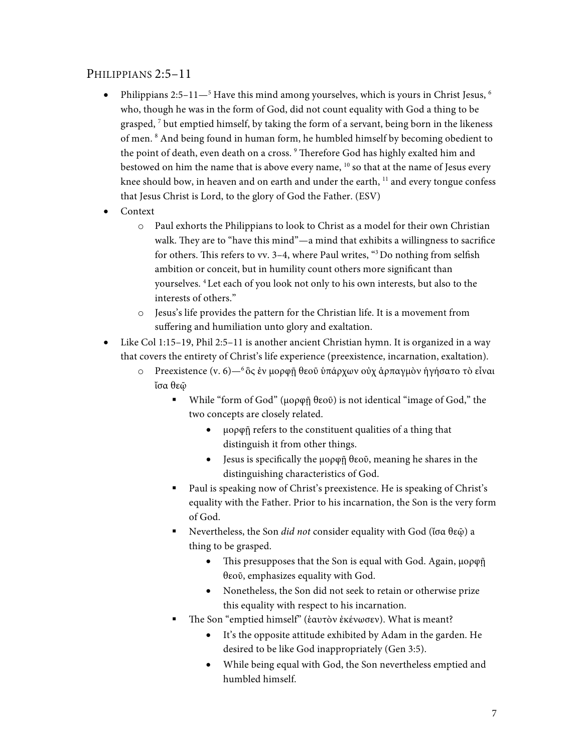## Philippians 2:5–11

- Philippians 2:5–11—[5] Have this mind among yourselves, which is yours in Christ Jesus, [6] who, though he was in the form of God, did not count equality with God a thing to be grasped, [7] but emptied himself, by taking the form of a servant, being born in the likeness of men. [8] And being found in human form, he humbled himself by becoming obedient to the point of death, even death on a cross. [9] Therefore God has highly exalted him and bestowed on him the name that is above every name, [10] so that at the name of Jesus every knee should bow, in heaven and on earth and under the earth, [11] and every tongue confess that Jesus Christ is Lord, to the glory of God the Father. (ESV)
- Context
    - Paul exhorts the Philippians to look to Christ as a model for their own Christian walk. They are to "have this mind"—a mind that exhibits a willingness to sacrifice for others. This refers to vv. 3–4, where Paul writes, "[3] Do nothing from selfish ambition or conceit, but in humility count others more significant than yourselves. [4] Let each of you look not only to his own interests, but also to the interests of others."
    - Jesus's life provides the pattern for the Christian life. It is a movement from suffering and humiliation unto glory and exaltation.
- Like Col 1:15–19, Phil 2:5–11 is another ancient Christian hymn. It is organized in a way that covers the entirety of Christ's life experience (preexistence, incarnation, exaltation).
    - Preexistence (v. 6)—[6] ὃς ἐν μορφῇ θεοῦ ὑπάρχων οὐχ ἁρπαγμὸν ἡγήσατο τὸ εἶναι ἴσα θεῷ
        - While "form of God" (μορφῇ θεοῦ) is not identical "image of God," the two concepts are closely related.
            - μορφῇ refers to the constituent qualities of a thing that distinguish it from other things.
            - Jesus is specifically the μορφῇ θεοῦ, meaning he shares in the distinguishing characteristics of God.
        - Paul is speaking now of Christ's preexistence. He is speaking of Christ's equality with the Father. Prior to his incarnation, the Son is the very form of God.
        - Nevertheless, the Son *did not* consider equality with God (ἴσα θεῷ) a thing to be grasped.
            - This presupposes that the Son is equal with God. Again, μορφῇ θεοῦ, emphasizes equality with God.
            - Nonetheless, the Son did not seek to retain or otherwise prize this equality with respect to his incarnation.
        - The Son "emptied himself" (ἑαυτὸν ἐκένωσεν). What is meant?
            - It's the opposite attitude exhibited by Adam in the garden. He desired to be like God inappropriately (Gen 3:5).
            - While being equal with God, the Son nevertheless emptied and humbled himself.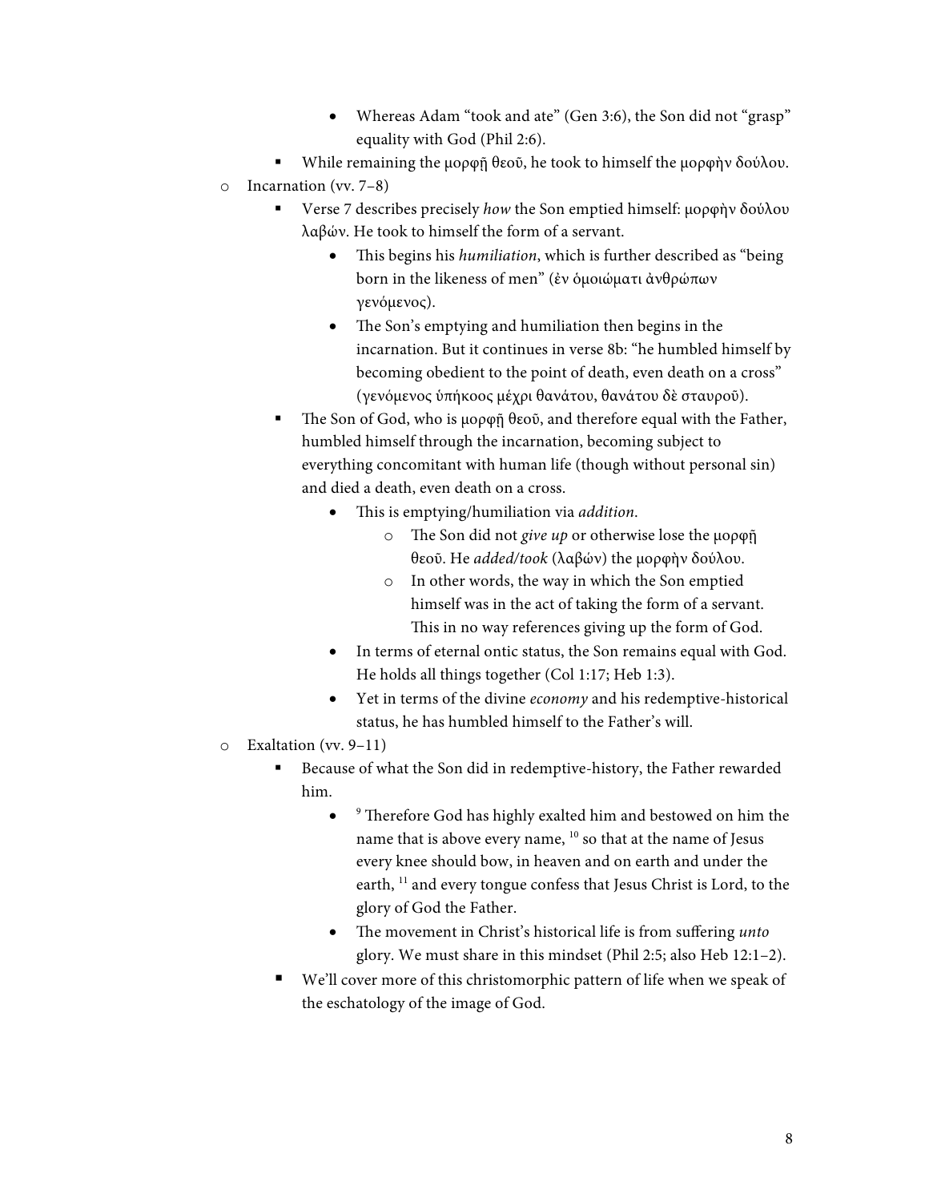- Whereas Adam "took and ate" (Gen 3:6), the Son did not "grasp" equality with God (Phil 2:6).
    - While remaining the μορφῇ θεοῦ, he took to himself the μορφὴν δούλου.
- Incarnation (vv. 7–8)
    - Verse 7 describes precisely *how* the Son emptied himself: μορφὴν δούλου λαβών. He took to himself the form of a servant.
      - This begins his *humiliation*, which is further described as "being born in the likeness of men" (ἐν ὁμοιώματι ἀνθρώπων γενόμενος).
      - The Son's emptying and humiliation then begins in the incarnation. But it continues in verse 8b: "he humbled himself by becoming obedient to the point of death, even death on a cross" (γενόμενος ὑπήκοος μέχρι θανάτου, θανάτου δὲ σταυροῦ).
    - The Son of God, who is μορφῇ θεοῦ, and therefore equal with the Father, humbled himself through the incarnation, becoming subject to everything concomitant with human life (though without personal sin) and died a death, even death on a cross.
      - This is emptying/humiliation via *addition*.
        - The Son did not *give up* or otherwise lose the μορφῇ θεοῦ. He *added/took* (λαβών) the μορφὴν δούλου.
        - In other words, the way in which the Son emptied himself was in the act of taking the form of a servant. This in no way references giving up the form of God.
      - In terms of eternal ontic status, the Son remains equal with God. He holds all things together (Col 1:17; Heb 1:3).
      - Yet in terms of the divine *economy* and his redemptive-historical status, he has humbled himself to the Father's will.
- Exaltation (vv. 9–11)
    - Because of what the Son did in redemptive-history, the Father rewarded him.
      - [9] Therefore God has highly exalted him and bestowed on him the name that is above every name, [10] so that at the name of Jesus every knee should bow, in heaven and on earth and under the earth, [11] and every tongue confess that Jesus Christ is Lord, to the glory of God the Father.
      - The movement in Christ's historical life is from suffering *unto* glory. We must share in this mindset (Phil 2:5; also Heb 12:1–2).
    - We'll cover more of this christomorphic pattern of life when we speak of the eschatology of the image of God.